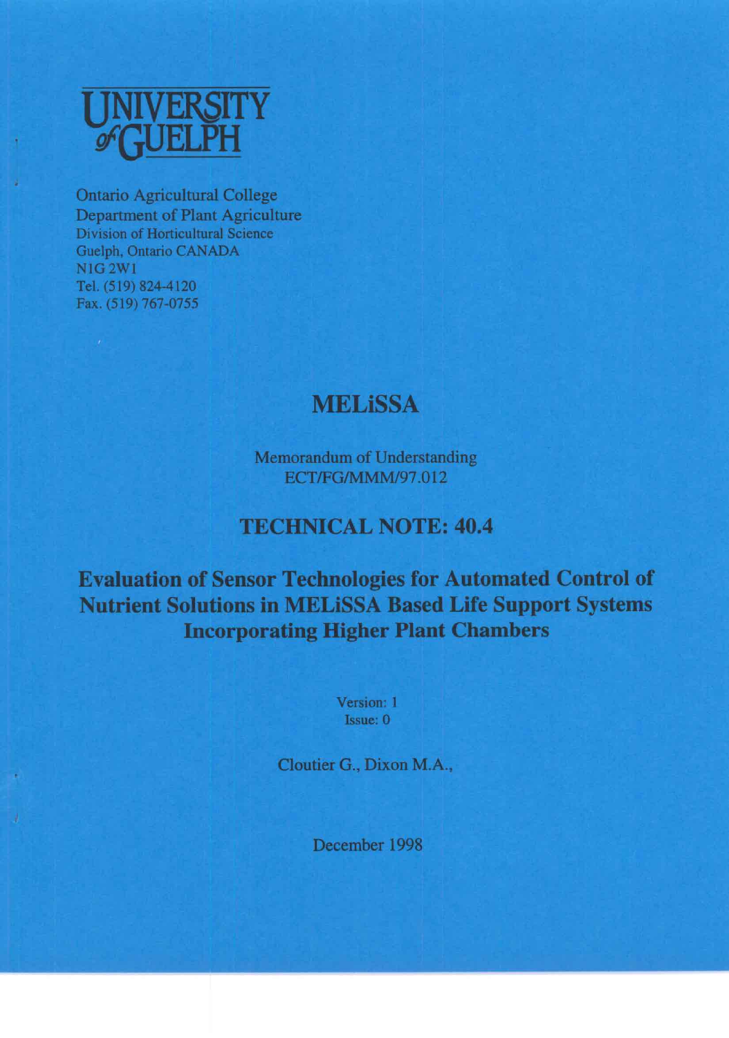UNIVERSITY of GUELPH

Ontario Agricultural College
Department of Plant Agriculture
Division of Horticultural Science
Guelph, Ontario CANADA
N1G 2W1
Tel. (519) 824-4120
Fax. (519) 767-0755

# MELiSSA

Memorandum of Understanding
ECT/FG/MMM/97.012

## TECHNICAL NOTE: 40.4

## Evaluation of Sensor Technologies for Automated Control of Nutrient Solutions in MELiSSA Based Life Support Systems Incorporating Higher Plant Chambers

Version: 1
Issue: 0

Cloutier G., Dixon M.A.,

December 1998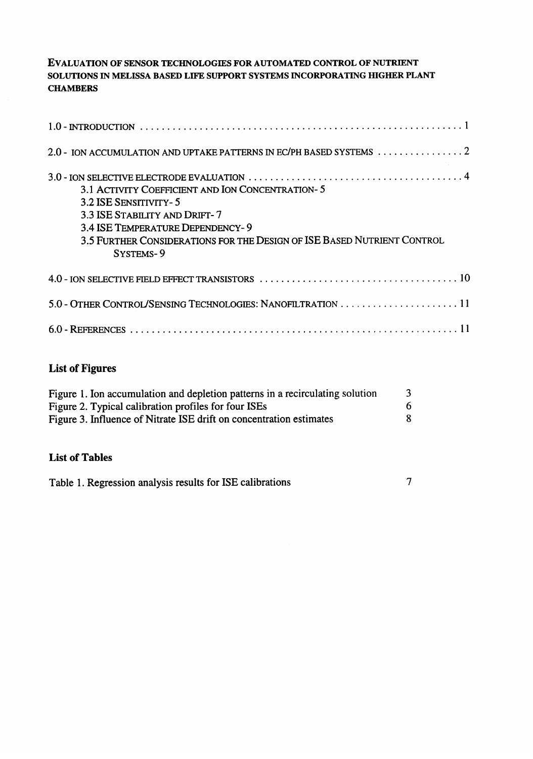**EVALUATION OF SENSOR TECHNOLOGIES FOR AUTOMATED CONTROL OF NUTRIENT SOLUTIONS IN MELISSA BASED LIFE SUPPORT SYSTEMS INCORPORATING HIGHER PLANT CHAMBERS**

1.0 - INTRODUCTION ........................................................................ 1

2.0 - ION ACCUMULATION AND UPTAKE PATTERNS IN EC/PH BASED SYSTEMS ................ 2

3.0 - ION SELECTIVE ELECTRODE EVALUATION ............................................. 4
- 3.1 ACTIVITY COEFFICIENT AND ION CONCENTRATION- 5
- 3.2 ISE SENSITIVITY- 5
- 3.3 ISE STABILITY AND DRIFT- 7
- 3.4 ISE TEMPERATURE DEPENDENCY- 9
- 3.5 FURTHER CONSIDERATIONS FOR THE DESIGN OF ISE BASED NUTRIENT CONTROL SYSTEMS- 9

4.0 - ION SELECTIVE FIELD EFFECT TRANSISTORS ........................................ 10

5.0 - OTHER CONTROL/SENSING TECHNOLOGIES: NANOFILTRATION ............................ 11

6.0 - REFERENCES ........................................................................ 11

## List of Figures

Figure 1. Ion accumulation and depletion patterns in a recirculating solution 3
Figure 2. Typical calibration profiles for four ISEs 6
Figure 3. Influence of Nitrate ISE drift on concentration estimates 8

## List of Tables

Table 1. Regression analysis results for ISE calibrations 7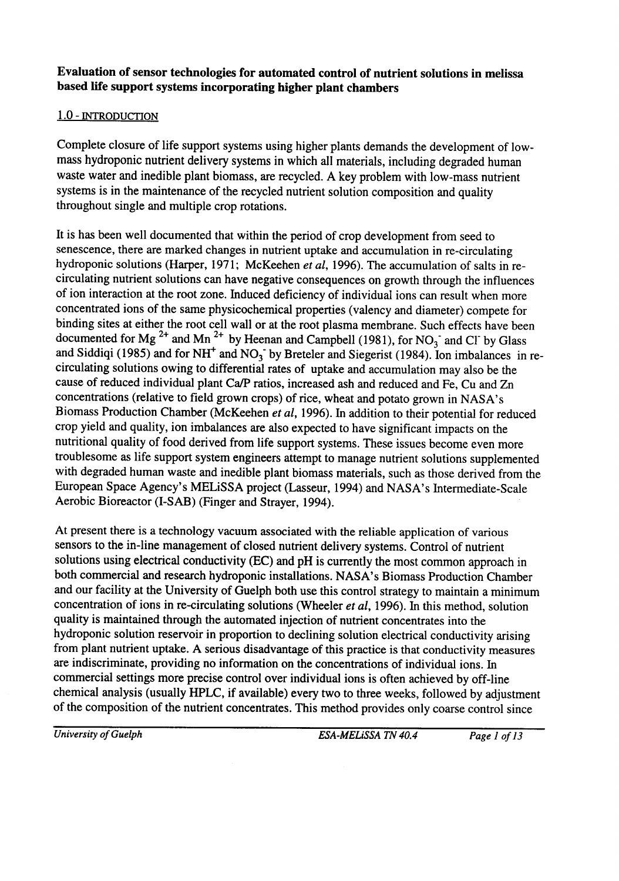**Evaluation of sensor technologies for automated control of nutrient solutions in melissa based life support systems incorporating higher plant chambers**

## 1.0 - INTRODUCTION

Complete closure of life support systems using higher plants demands the development of low-mass hydroponic nutrient delivery systems in which all materials, including degraded human waste water and inedible plant biomass, are recycled. A key problem with low-mass nutrient systems is in the maintenance of the recycled nutrient solution composition and quality throughout single and multiple crop rotations.

It is has been well documented that within the period of crop development from seed to senescence, there are marked changes in nutrient uptake and accumulation in re-circulating hydroponic solutions (Harper, 1971; McKeehen *et al*, 1996). The accumulation of salts in re-circulating nutrient solutions can have negative consequences on growth through the influences of ion interaction at the root zone. Induced deficiency of individual ions can result when more concentrated ions of the same physicochemical properties (valency and diameter) compete for binding sites at either the root cell wall or at the root plasma membrane. Such effects have been documented for $Mg^{2+}$ and $Mn^{2+}$ by Heenan and Campbell (1981), for $NO_3^-$ and $Cl^-$ by Glass and Siddiqi (1985) and for $NH^+$ and $NO_3^-$ by Breteler and Siegerist (1984). Ion imbalances in re-circulating solutions owing to differential rates of uptake and accumulation may also be the cause of reduced individual plant Ca/P ratios, increased ash and reduced and Fe, Cu and Zn concentrations (relative to field grown crops) of rice, wheat and potato grown in NASA's Biomass Production Chamber (McKeehen *et al*, 1996). In addition to their potential for reduced crop yield and quality, ion imbalances are also expected to have significant impacts on the nutritional quality of food derived from life support systems. These issues become even more troublesome as life support system engineers attempt to manage nutrient solutions supplemented with degraded human waste and inedible plant biomass materials, such as those derived from the European Space Agency's MELiSSA project (Lasseur, 1994) and NASA's Intermediate-Scale Aerobic Bioreactor (I-SAB) (Finger and Strayer, 1994).

At present there is a technology vacuum associated with the reliable application of various sensors to the in-line management of closed nutrient delivery systems. Control of nutrient solutions using electrical conductivity (EC) and pH is currently the most common approach in both commercial and research hydroponic installations. NASA's Biomass Production Chamber and our facility at the University of Guelph both use this control strategy to maintain a minimum concentration of ions in re-circulating solutions (Wheeler *et al*, 1996). In this method, solution quality is maintained through the automated injection of nutrient concentrates into the hydroponic solution reservoir in proportion to declining solution electrical conductivity arising from plant nutrient uptake. A serious disadvantage of this practice is that conductivity measures are indiscriminate, providing no information on the concentrations of individual ions. In commercial settings more precise control over individual ions is often achieved by off-line chemical analysis (usually HPLC, if available) every two to three weeks, followed by adjustment of the composition of the nutrient concentrates. This method provides only coarse control since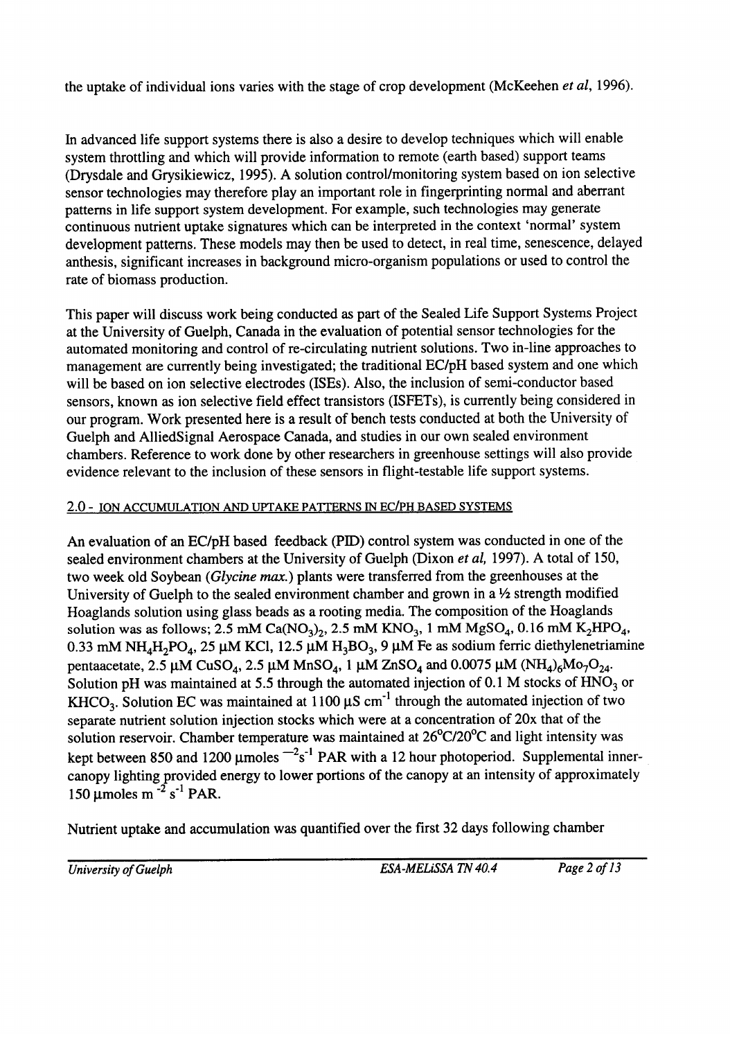the uptake of individual ions varies with the stage of crop development (McKeehen *et al*, 1996).

In advanced life support systems there is also a desire to develop techniques which will enable system throttling and which will provide information to remote (earth based) support teams (Drysdale and Grysikiewicz, 1995). A solution control/monitoring system based on ion selective sensor technologies may therefore play an important role in fingerprinting normal and aberrant patterns in life support system development. For example, such technologies may generate continuous nutrient uptake signatures which can be interpreted in the context 'normal' system development patterns. These models may then be used to detect, in real time, senescence, delayed anthesis, significant increases in background micro-organism populations or used to control the rate of biomass production.

This paper will discuss work being conducted as part of the Sealed Life Support Systems Project at the University of Guelph, Canada in the evaluation of potential sensor technologies for the automated monitoring and control of re-circulating nutrient solutions. Two in-line approaches to management are currently being investigated; the traditional EC/pH based system and one which will be based on ion selective electrodes (ISEs). Also, the inclusion of semi-conductor based sensors, known as ion selective field effect transistors (ISFETs), is currently being considered in our program. Work presented here is a result of bench tests conducted at both the University of Guelph and AlliedSignal Aerospace Canada, and studies in our own sealed environment chambers. Reference to work done by other researchers in greenhouse settings will also provide evidence relevant to the inclusion of these sensors in flight-testable life support systems.

## 2.0 - ION ACCUMULATION AND UPTAKE PATTERNS IN EC/PH BASED SYSTEMS

An evaluation of an EC/pH based feedback (PID) control system was conducted in one of the sealed environment chambers at the University of Guelph (Dixon *et al*, 1997). A total of 150, two week old Soybean (*Glycine max.*) plants were transferred from the greenhouses at the University of Guelph to the sealed environment chamber and grown in a ½ strength modified Hoaglands solution using glass beads as a rooting media. The composition of the Hoaglands solution was as follows; 2.5 mM $Ca(NO_3)_2$, 2.5 mM $KNO_3$, 1 mM $MgSO_4$, 0.16 mM $K_2HPO_4$, 0.33 mM $NH_4H_2PO_4$, 25 µM KCl, 12.5 µM $H_3BO_3$, 9 µM Fe as sodium ferric diethylenetriamine pentaacetate, 2.5 µM $CuSO_4$, 2.5 µM $MnSO_4$, 1 µM $ZnSO_4$ and 0.0075 µM $(NH_4)_6Mo_7O_{24}$. Solution pH was maintained at 5.5 through the automated injection of 0.1 M stocks of $HNO_3$ or $KHCO_3$. Solution EC was maintained at 1100 µS $cm^{-1}$ through the automated injection of two separate nutrient solution injection stocks which were at a concentration of 20x that of the solution reservoir. Chamber temperature was maintained at 26°C/20°C and light intensity was kept between 850 and 1200 µmoles $^{-2}s^{-1}$ PAR with a 12 hour photoperiod. Supplemental inner-canopy lighting provided energy to lower portions of the canopy at an intensity of approximately 150 µmoles $m^{-2}$ $s^{-1}$ PAR.

Nutrient uptake and accumulation was quantified over the first 32 days following chamber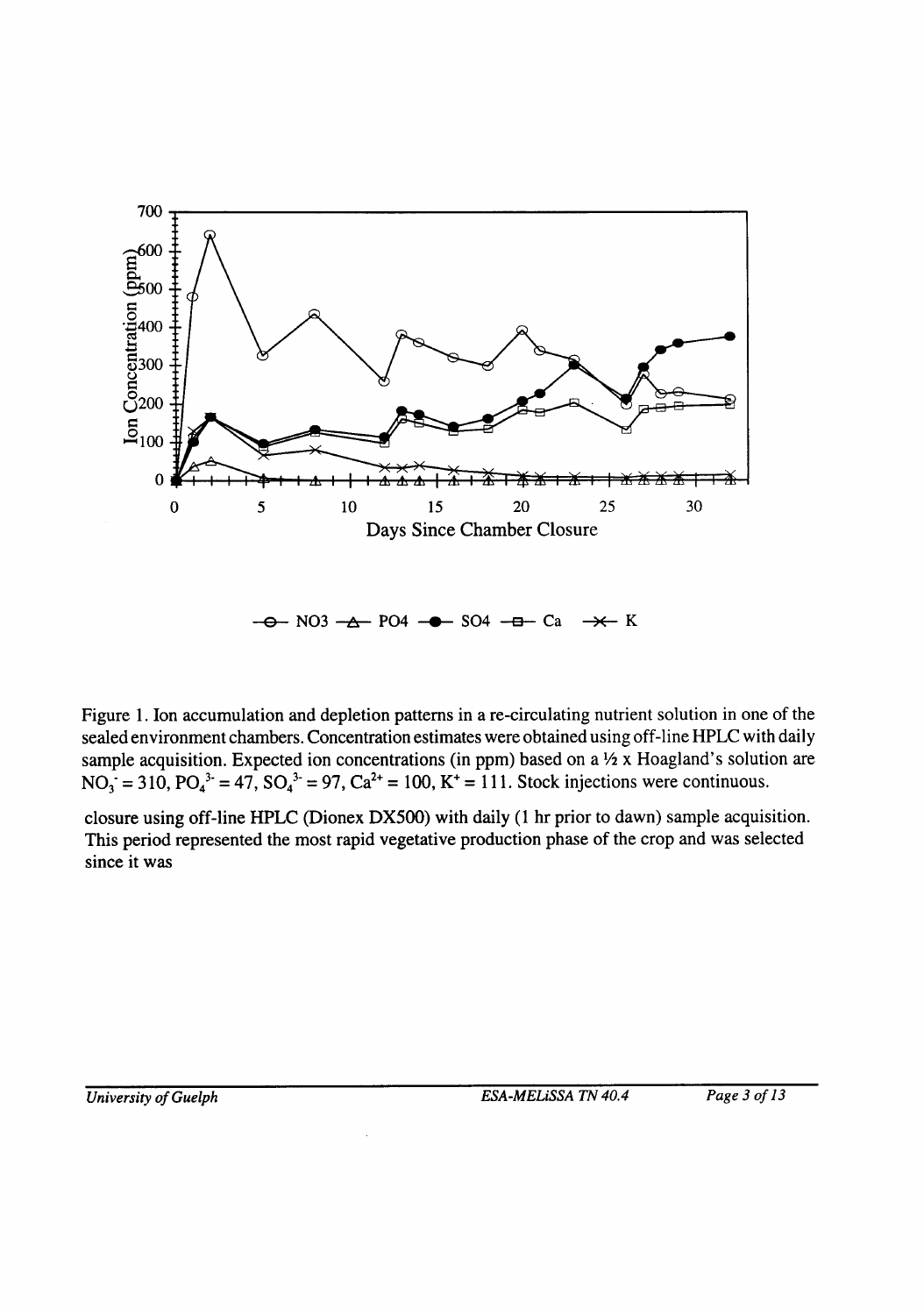Figure 1. Ion accumulation and depletion patterns in a re-circulating nutrient solution in one of the sealed environment chambers. Concentration estimates were obtained using off-line HPLC with daily sample acquisition. Expected ion concentrations (in ppm) based on a ½ x Hoagland's solution are $NO_3^- = 310$, $PO_4^{3-} = 47$, $SO_4^{3-} = 97$, $Ca^{2+} = 100$, $K^+ = 111$. Stock injections were continuous.

closure using off-line HPLC (Dionex DX500) with daily (1 hr prior to dawn) sample acquisition. This period represented the most rapid vegetative production phase of the crop and was selected since it was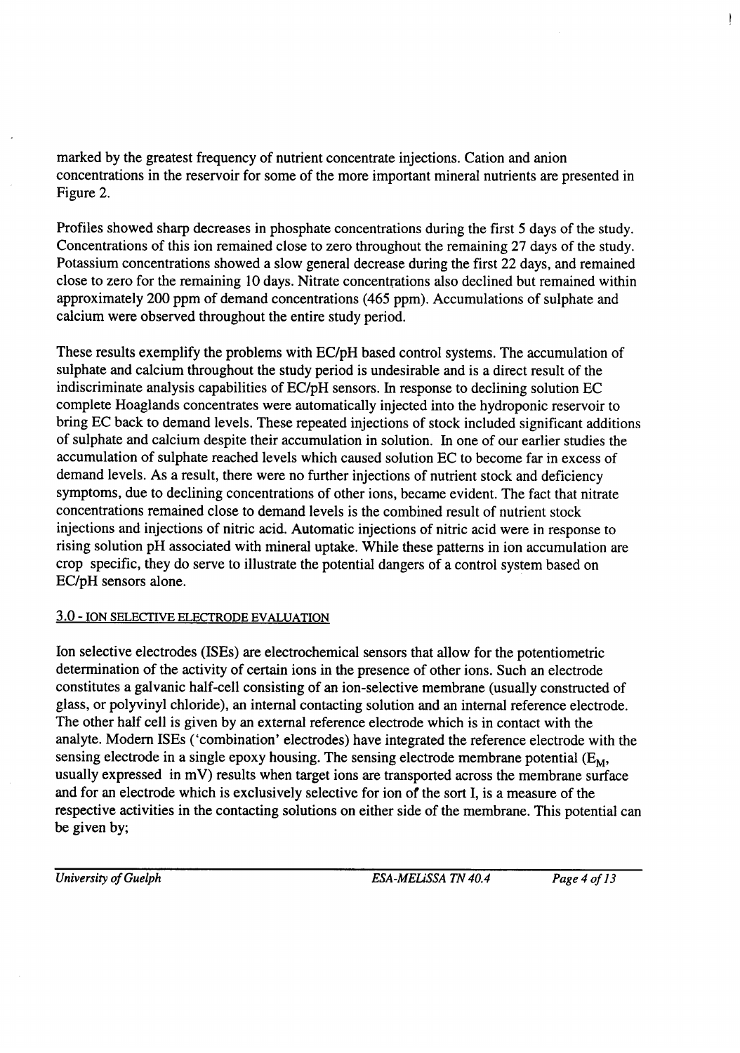marked by the greatest frequency of nutrient concentrate injections. Cation and anion concentrations in the reservoir for some of the more important mineral nutrients are presented in Figure 2.

Profiles showed sharp decreases in phosphate concentrations during the first 5 days of the study. Concentrations of this ion remained close to zero throughout the remaining 27 days of the study. Potassium concentrations showed a slow general decrease during the first 22 days, and remained close to zero for the remaining 10 days. Nitrate concentrations also declined but remained within approximately 200 ppm of demand concentrations (465 ppm). Accumulations of sulphate and calcium were observed throughout the entire study period.

These results exemplify the problems with EC/pH based control systems. The accumulation of sulphate and calcium throughout the study period is undesirable and is a direct result of the indiscriminate analysis capabilities of EC/pH sensors. In response to declining solution EC complete Hoaglands concentrates were automatically injected into the hydroponic reservoir to bring EC back to demand levels. These repeated injections of stock included significant additions of sulphate and calcium despite their accumulation in solution. In one of our earlier studies the accumulation of sulphate reached levels which caused solution EC to become far in excess of demand levels. As a result, there were no further injections of nutrient stock and deficiency symptoms, due to declining concentrations of other ions, became evident. The fact that nitrate concentrations remained close to demand levels is the combined result of nutrient stock injections and injections of nitric acid. Automatic injections of nitric acid were in response to rising solution pH associated with mineral uptake. While these patterns in ion accumulation are crop specific, they do serve to illustrate the potential dangers of a control system based on EC/pH sensors alone.

## 3.0 - ION SELECTIVE ELECTRODE EVALUATION

Ion selective electrodes (ISEs) are electrochemical sensors that allow for the potentiometric determination of the activity of certain ions in the presence of other ions. Such an electrode constitutes a galvanic half-cell consisting of an ion-selective membrane (usually constructed of glass, or polyvinyl chloride), an internal contacting solution and an internal reference electrode. The other half cell is given by an external reference electrode which is in contact with the analyte. Modern ISEs ('combination' electrodes) have integrated the reference electrode with the sensing electrode in a single epoxy housing. The sensing electrode membrane potential ($E_M$, usually expressed in mV) results when target ions are transported across the membrane surface and for an electrode which is exclusively selective for ion of the sort I, is a measure of the respective activities in the contacting solutions on either side of the membrane. This potential can be given by;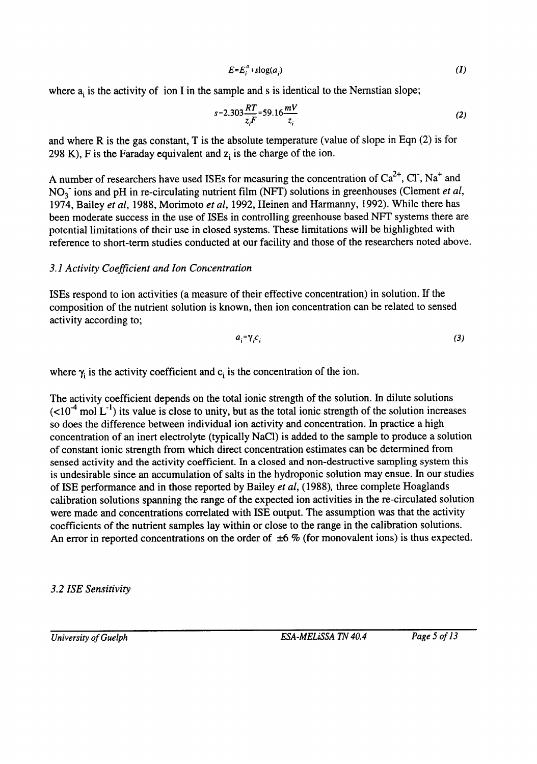$$E = E_i^o + s\log(a_i) \tag{1}$$

where $a_i$ is the activity of ion I in the sample and s is identical to the Nernstian slope;

$$s = 2.303\frac{RT}{z_i F} = 59.16\frac{mV}{z_i} \tag{2}$$

and where R is the gas constant, T is the absolute temperature (value of slope in Eqn (2) is for 298 K), F is the Faraday equivalent and $z_i$ is the charge of the ion.

A number of researchers have used ISEs for measuring the concentration of $Ca^{2+}$, $Cl^-$, $Na^+$ and $NO_3^-$ ions and pH in re-circulating nutrient film (NFT) solutions in greenhouses (Clement *et al*, 1974, Bailey *et al*, 1988, Morimoto *et al*, 1992, Heinen and Harmanny, 1992). While there has been moderate success in the use of ISEs in controlling greenhouse based NFT systems there are potential limitations of their use in closed systems. These limitations will be highlighted with reference to short-term studies conducted at our facility and those of the researchers noted above.

### *3.1 Activity Coefficient and Ion Concentration*

ISEs respond to ion activities (a measure of their effective concentration) in solution. If the composition of the nutrient solution is known, then ion concentration can be related to sensed activity according to;

$$a_i = \gamma_i c_i \tag{3}$$

where $\gamma_i$ is the activity coefficient and $c_i$ is the concentration of the ion.

The activity coefficient depends on the total ionic strength of the solution. In dilute solutions ($<10^{-4}$ mol $L^{-1}$) its value is close to unity, but as the total ionic strength of the solution increases so does the difference between individual ion activity and concentration. In practice a high concentration of an inert electrolyte (typically NaCl) is added to the sample to produce a solution of constant ionic strength from which direct concentration estimates can be determined from sensed activity and the activity coefficient. In a closed and non-destructive sampling system this is undesirable since an accumulation of salts in the hydroponic solution may ensue. In our studies of ISE performance and in those reported by Bailey *et al*, (1988), three complete Hoaglands calibration solutions spanning the range of the expected ion activities in the re-circulated solution were made and concentrations correlated with ISE output. The assumption was that the activity coefficients of the nutrient samples lay within or close to the range in the calibration solutions. An error in reported concentrations on the order of $\pm 6$ % (for monovalent ions) is thus expected.

### *3.2 ISE Sensitivity*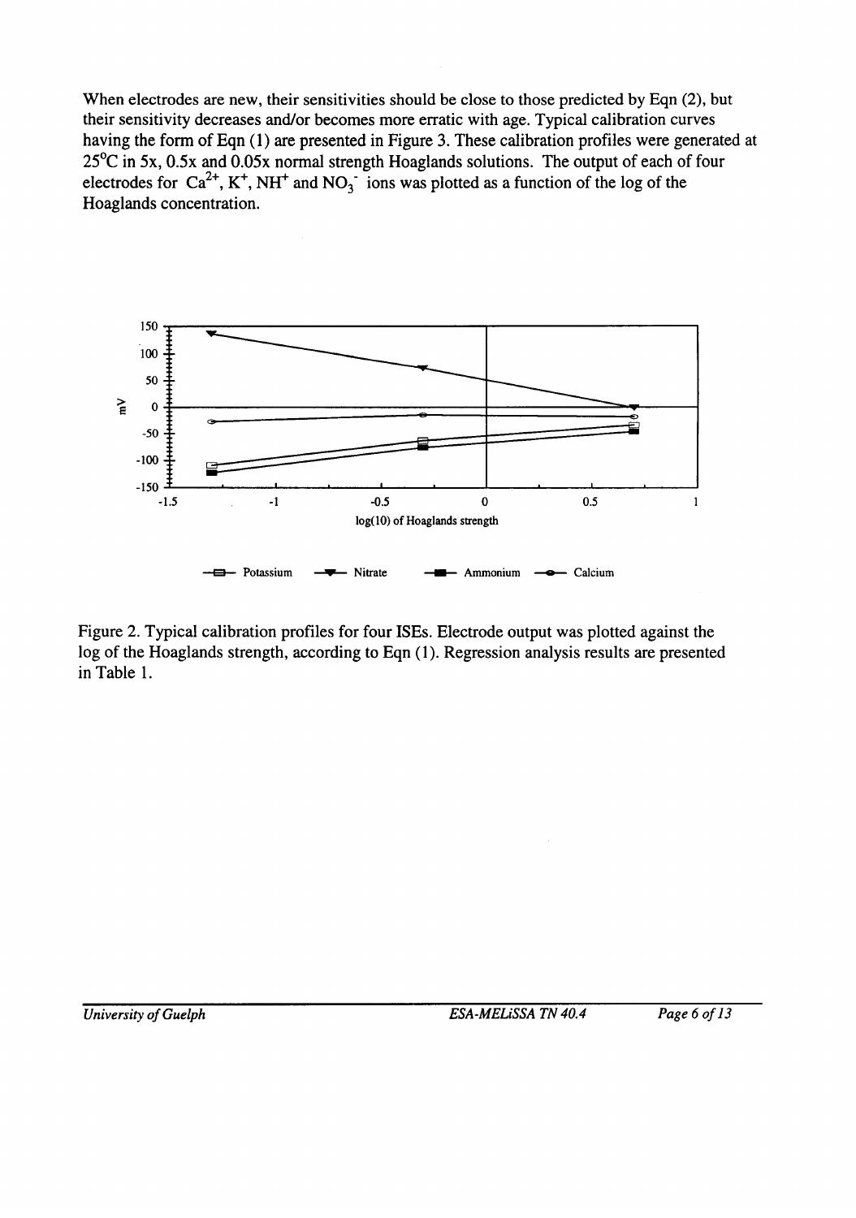When electrodes are new, their sensitivities should be close to those predicted by Eqn (2), but their sensitivity decreases and/or becomes more erratic with age. Typical calibration curves having the form of Eqn (1) are presented in Figure 3. These calibration profiles were generated at 25°C in 5x, 0.5x and 0.05x normal strength Hoaglands solutions. The output of each of four electrodes for $Ca^{2+}$, $K^{+}$, $NH^{+}$ and $NO_3^-$ ions was plotted as a function of the log of the Hoaglands concentration.

Figure 2. Typical calibration profiles for four ISEs. Electrode output was plotted against the log of the Hoaglands strength, according to Eqn (1). Regression analysis results are presented in Table 1.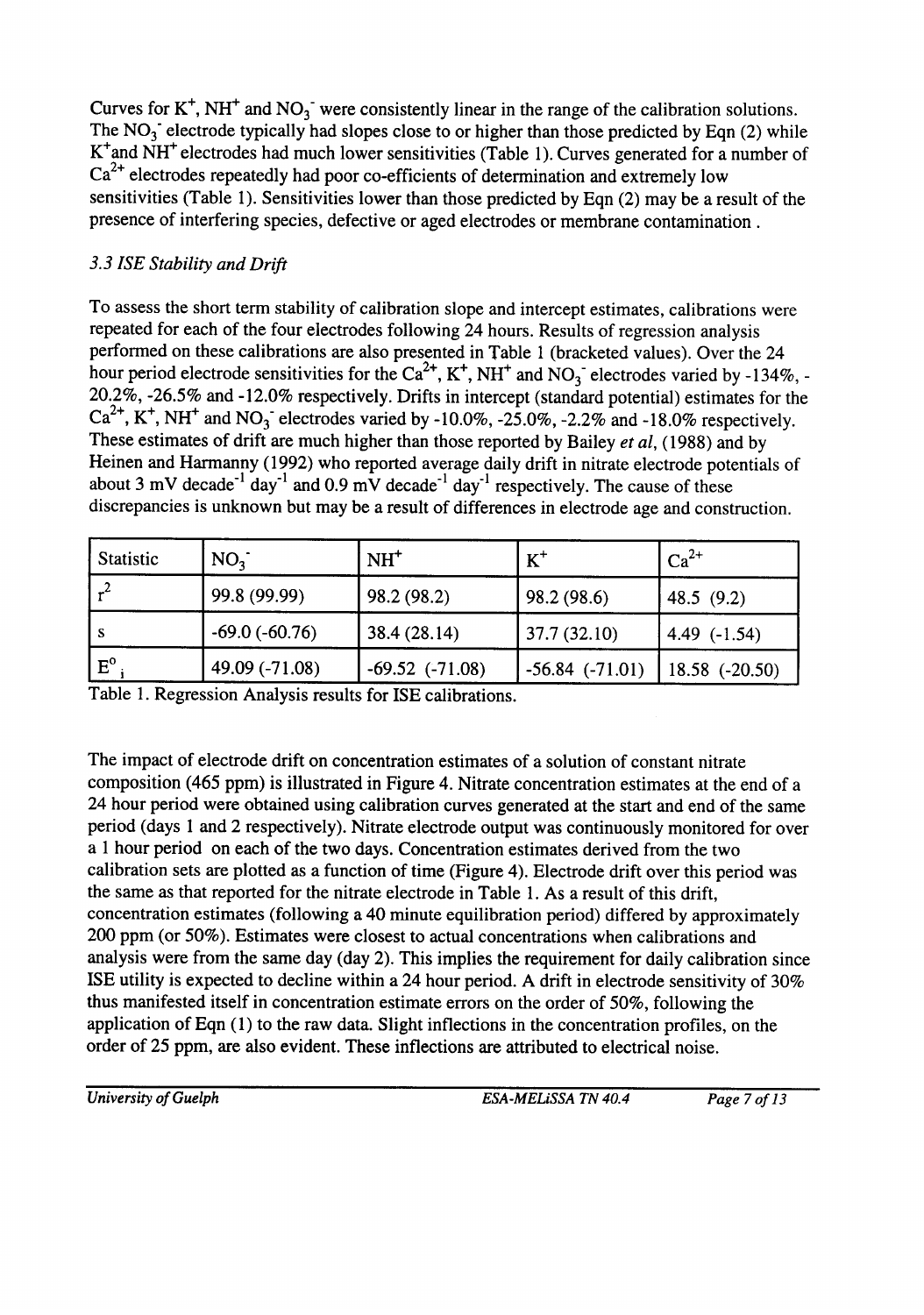Curves for $K^+$, $NH^+$ and $NO_3^-$ were consistently linear in the range of the calibration solutions. The $NO_3^-$ electrode typically had slopes close to or higher than those predicted by Eqn (2) while $K^+$and $NH^+$ electrodes had much lower sensitivities (Table 1). Curves generated for a number of $Ca^{2+}$ electrodes repeatedly had poor co-efficients of determination and extremely low sensitivities (Table 1). Sensitivities lower than those predicted by Eqn (2) may be a result of the presence of interfering species, defective or aged electrodes or membrane contamination .

### *3.3 ISE Stability and Drift*

To assess the short term stability of calibration slope and intercept estimates, calibrations were repeated for each of the four electrodes following 24 hours. Results of regression analysis performed on these calibrations are also presented in Table 1 (bracketed values). Over the 24 hour period electrode sensitivities for the $Ca^{2+}$, $K^+$, $NH^+$ and $NO_3^-$ electrodes varied by -134%, -20.2%, -26.5% and -12.0% respectively. Drifts in intercept (standard potential) estimates for the $Ca^{2+}$, $K^+$, $NH^+$ and $NO_3^-$ electrodes varied by -10.0%, -25.0%, -2.2% and -18.0% respectively. These estimates of drift are much higher than those reported by Bailey *et al*, (1988) and by Heinen and Harmanny (1992) who reported average daily drift in nitrate electrode potentials of about 3 mV decade$^{-1}$ day$^{-1}$ and 0.9 mV decade$^{-1}$ day$^{-1}$ respectively. The cause of these discrepancies is unknown but may be a result of differences in electrode age and construction.

| Statistic | $NO_3^-$ | $NH^+$ | $K^+$ | $Ca^{2+}$ |
|---|---|---|---|---|
| $r^2$ | 99.8 (99.99) | 98.2 (98.2) | 98.2 (98.6) | 48.5 (9.2) |
| s | -69.0 (-60.76) | 38.4 (28.14) | 37.7 (32.10) | 4.49 (-1.54) |
| $E^o_i$ | 49.09 (-71.08) | -69.52 (-71.08) | -56.84 (-71.01) | 18.58 (-20.50) |

Table 1. Regression Analysis results for ISE calibrations.

The impact of electrode drift on concentration estimates of a solution of constant nitrate composition (465 ppm) is illustrated in Figure 4. Nitrate concentration estimates at the end of a 24 hour period were obtained using calibration curves generated at the start and end of the same period (days 1 and 2 respectively). Nitrate electrode output was continuously monitored for over a 1 hour period on each of the two days. Concentration estimates derived from the two calibration sets are plotted as a function of time (Figure 4). Electrode drift over this period was the same as that reported for the nitrate electrode in Table 1. As a result of this drift, concentration estimates (following a 40 minute equilibration period) differed by approximately 200 ppm (or 50%). Estimates were closest to actual concentrations when calibrations and analysis were from the same day (day 2). This implies the requirement for daily calibration since ISE utility is expected to decline within a 24 hour period. A drift in electrode sensitivity of 30% thus manifested itself in concentration estimate errors on the order of 50%, following the application of Eqn (1) to the raw data. Slight inflections in the concentration profiles, on the order of 25 ppm, are also evident. These inflections are attributed to electrical noise.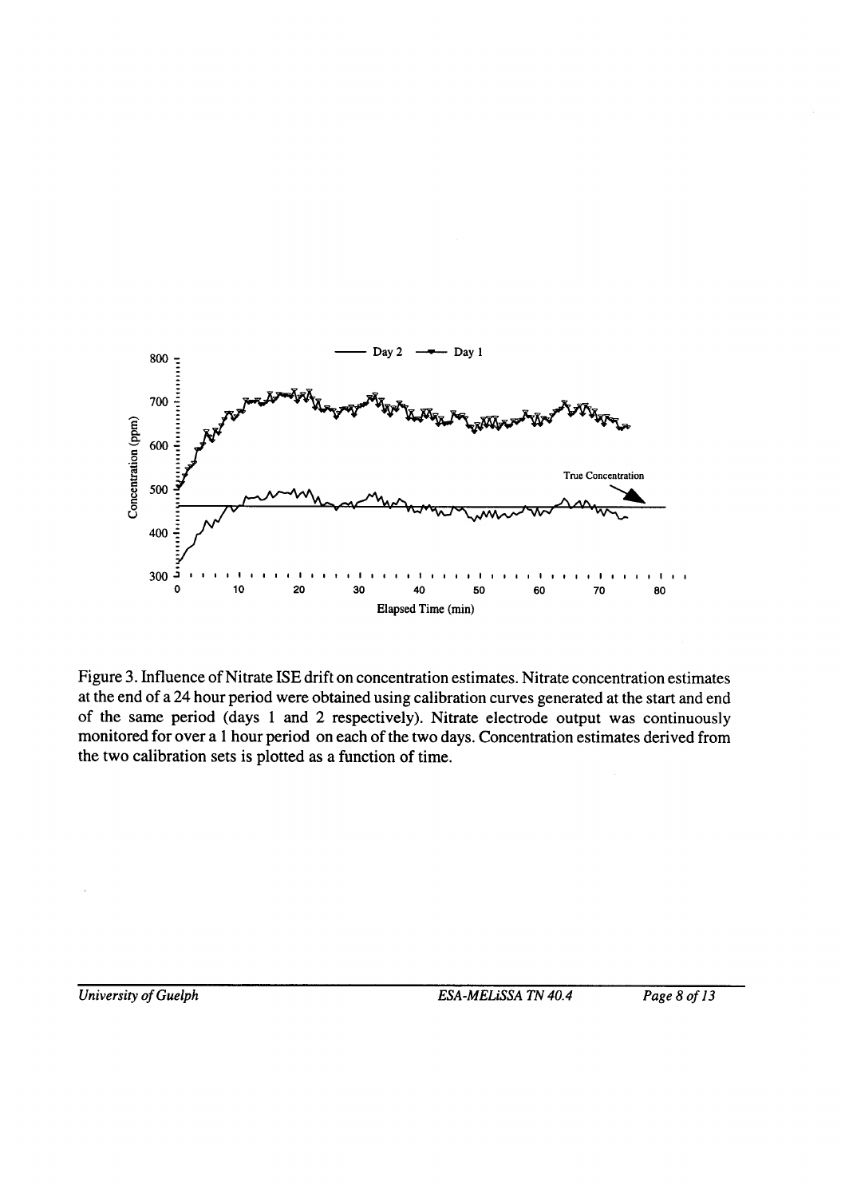Figure 3. Influence of Nitrate ISE drift on concentration estimates. Nitrate concentration estimates at the end of a 24 hour period were obtained using calibration curves generated at the start and end of the same period (days 1 and 2 respectively). Nitrate electrode output was continuously monitored for over a 1 hour period on each of the two days. Concentration estimates derived from the two calibration sets is plotted as a function of time.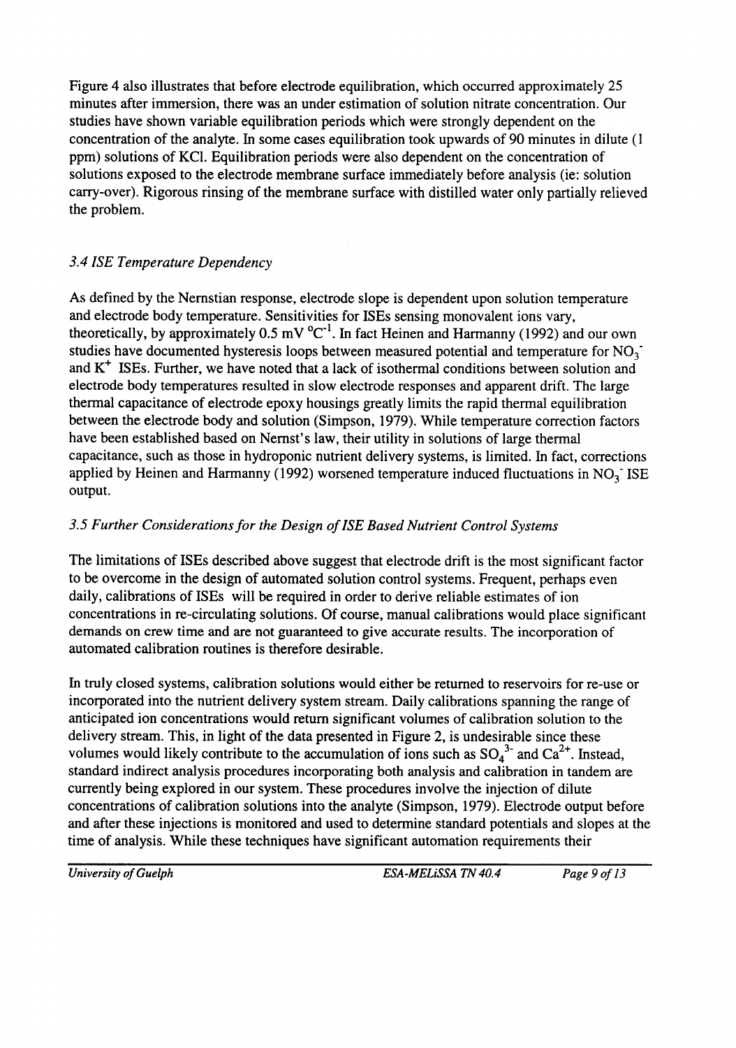Figure 4 also illustrates that before electrode equilibration, which occurred approximately 25 minutes after immersion, there was an under estimation of solution nitrate concentration. Our studies have shown variable equilibration periods which were strongly dependent on the concentration of the analyte. In some cases equilibration took upwards of 90 minutes in dilute (1 ppm) solutions of KCl. Equilibration periods were also dependent on the concentration of solutions exposed to the electrode membrane surface immediately before analysis (ie: solution carry-over). Rigorous rinsing of the membrane surface with distilled water only partially relieved the problem.

### *3.4 ISE Temperature Dependency*

As defined by the Nernstian response, electrode slope is dependent upon solution temperature and electrode body temperature. Sensitivities for ISEs sensing monovalent ions vary, theoretically, by approximately 0.5 mV $^{o}C^{-1}$. In fact Heinen and Harmanny (1992) and our own studies have documented hysteresis loops between measured potential and temperature for $NO_3^-$ and $K^+$ ISEs. Further, we have noted that a lack of isothermal conditions between solution and electrode body temperatures resulted in slow electrode responses and apparent drift. The large thermal capacitance of electrode epoxy housings greatly limits the rapid thermal equilibration between the electrode body and solution (Simpson, 1979). While temperature correction factors have been established based on Nernst's law, their utility in solutions of large thermal capacitance, such as those in hydroponic nutrient delivery systems, is limited. In fact, corrections applied by Heinen and Harmanny (1992) worsened temperature induced fluctuations in $NO_3^-$ ISE output.

### *3.5 Further Considerations for the Design of ISE Based Nutrient Control Systems*

The limitations of ISEs described above suggest that electrode drift is the most significant factor to be overcome in the design of automated solution control systems. Frequent, perhaps even daily, calibrations of ISEs will be required in order to derive reliable estimates of ion concentrations in re-circulating solutions. Of course, manual calibrations would place significant demands on crew time and are not guaranteed to give accurate results. The incorporation of automated calibration routines is therefore desirable.

In truly closed systems, calibration solutions would either be returned to reservoirs for re-use or incorporated into the nutrient delivery system stream. Daily calibrations spanning the range of anticipated ion concentrations would return significant volumes of calibration solution to the delivery stream. This, in light of the data presented in Figure 2, is undesirable since these volumes would likely contribute to the accumulation of ions such as $SO_4^{3-}$ and $Ca^{2+}$. Instead, standard indirect analysis procedures incorporating both analysis and calibration in tandem are currently being explored in our system. These procedures involve the injection of dilute concentrations of calibration solutions into the analyte (Simpson, 1979). Electrode output before and after these injections is monitored and used to determine standard potentials and slopes at the time of analysis. While these techniques have significant automation requirements their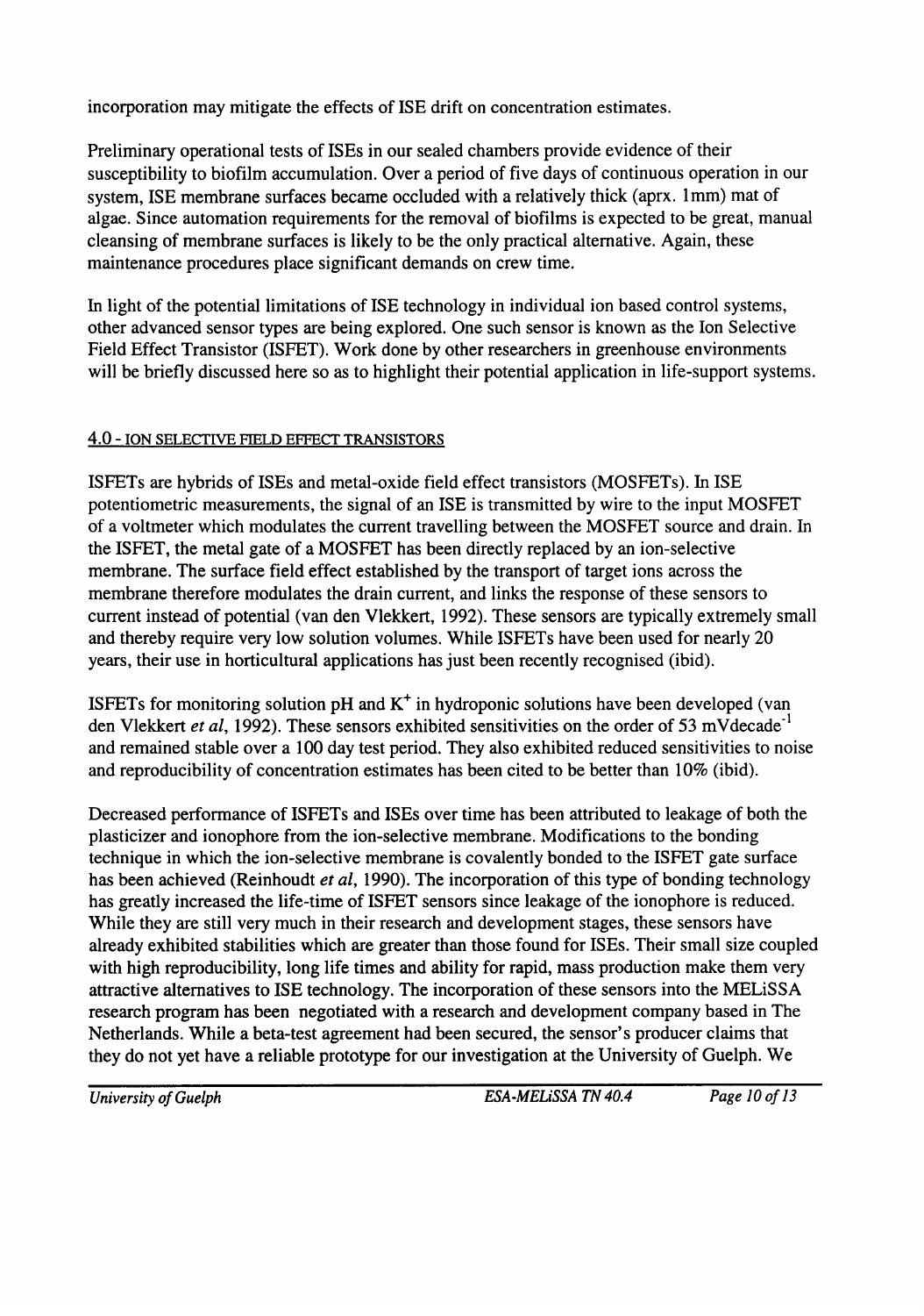incorporation may mitigate the effects of ISE drift on concentration estimates.

Preliminary operational tests of ISEs in our sealed chambers provide evidence of their susceptibility to biofilm accumulation. Over a period of five days of continuous operation in our system, ISE membrane surfaces became occluded with a relatively thick (aprx. 1mm) mat of algae. Since automation requirements for the removal of biofilms is expected to be great, manual cleansing of membrane surfaces is likely to be the only practical alternative. Again, these maintenance procedures place significant demands on crew time.

In light of the potential limitations of ISE technology in individual ion based control systems, other advanced sensor types are being explored. One such sensor is known as the Ion Selective Field Effect Transistor (ISFET). Work done by other researchers in greenhouse environments will be briefly discussed here so as to highlight their potential application in life-support systems.

## 4.0 - ION SELECTIVE FIELD EFFECT TRANSISTORS

ISFETs are hybrids of ISEs and metal-oxide field effect transistors (MOSFETs). In ISE potentiometric measurements, the signal of an ISE is transmitted by wire to the input MOSFET of a voltmeter which modulates the current travelling between the MOSFET source and drain. In the ISFET, the metal gate of a MOSFET has been directly replaced by an ion-selective membrane. The surface field effect established by the transport of target ions across the membrane therefore modulates the drain current, and links the response of these sensors to current instead of potential (van den Vlekkert, 1992). These sensors are typically extremely small and thereby require very low solution volumes. While ISFETs have been used for nearly 20 years, their use in horticultural applications has just been recently recognised (ibid).

ISFETs for monitoring solution pH and $K^+$ in hydroponic solutions have been developed (van den Vlekkert *et al*, 1992). These sensors exhibited sensitivities on the order of 53 $mVdecade^{-1}$ and remained stable over a 100 day test period. They also exhibited reduced sensitivities to noise and reproducibility of concentration estimates has been cited to be better than 10% (ibid).

Decreased performance of ISFETs and ISEs over time has been attributed to leakage of both the plasticizer and ionophore from the ion-selective membrane. Modifications to the bonding technique in which the ion-selective membrane is covalently bonded to the ISFET gate surface has been achieved (Reinhoudt *et al*, 1990). The incorporation of this type of bonding technology has greatly increased the life-time of ISFET sensors since leakage of the ionophore is reduced. While they are still very much in their research and development stages, these sensors have already exhibited stabilities which are greater than those found for ISEs. Their small size coupled with high reproducibility, long life times and ability for rapid, mass production make them very attractive alternatives to ISE technology. The incorporation of these sensors into the MELiSSA research program has been negotiated with a research and development company based in The Netherlands. While a beta-test agreement had been secured, the sensor's producer claims that they do not yet have a reliable prototype for our investigation at the University of Guelph. We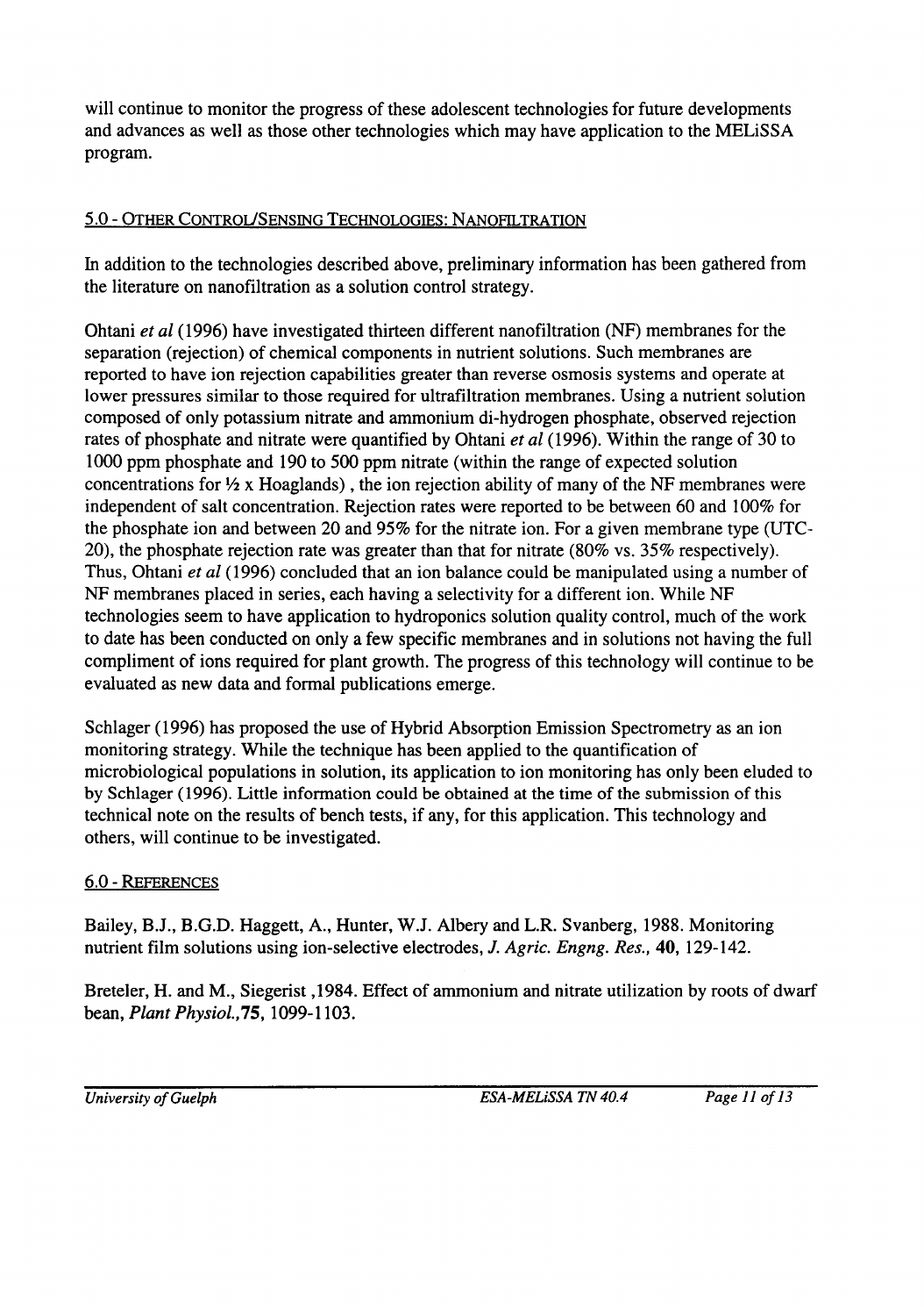will continue to monitor the progress of these adolescent technologies for future developments and advances as well as those other technologies which may have application to the MELiSSA program.

## 5.0 - Other Control/Sensing Technologies: Nanofiltration

In addition to the technologies described above, preliminary information has been gathered from the literature on nanofiltration as a solution control strategy.

Ohtani *et al* (1996) have investigated thirteen different nanofiltration (NF) membranes for the separation (rejection) of chemical components in nutrient solutions. Such membranes are reported to have ion rejection capabilities greater than reverse osmosis systems and operate at lower pressures similar to those required for ultrafiltration membranes. Using a nutrient solution composed of only potassium nitrate and ammonium di-hydrogen phosphate, observed rejection rates of phosphate and nitrate were quantified by Ohtani *et al* (1996). Within the range of 30 to 1000 ppm phosphate and 190 to 500 ppm nitrate (within the range of expected solution concentrations for ½ x Hoaglands) , the ion rejection ability of many of the NF membranes were independent of salt concentration. Rejection rates were reported to be between 60 and 100% for the phosphate ion and between 20 and 95% for the nitrate ion. For a given membrane type (UTC-20), the phosphate rejection rate was greater than that for nitrate (80% vs. 35% respectively). Thus, Ohtani *et al* (1996) concluded that an ion balance could be manipulated using a number of NF membranes placed in series, each having a selectivity for a different ion. While NF technologies seem to have application to hydroponics solution quality control, much of the work to date has been conducted on only a few specific membranes and in solutions not having the full compliment of ions required for plant growth. The progress of this technology will continue to be evaluated as new data and formal publications emerge.

Schlager (1996) has proposed the use of Hybrid Absorption Emission Spectrometry as an ion monitoring strategy. While the technique has been applied to the quantification of microbiological populations in solution, its application to ion monitoring has only been eluded to by Schlager (1996). Little information could be obtained at the time of the submission of this technical note on the results of bench tests, if any, for this application. This technology and others, will continue to be investigated.

## 6.0 - References

Bailey, B.J., B.G.D. Haggett, A., Hunter, W.J. Albery and L.R. Svanberg, 1988. Monitoring nutrient film solutions using ion-selective electrodes, *J. Agric. Engng. Res.*, **40**, 129-142.

Breteler, H. and M., Siegerist ,1984. Effect of ammonium and nitrate utilization by roots of dwarf bean, *Plant Physiol.*,**75**, 1099-1103.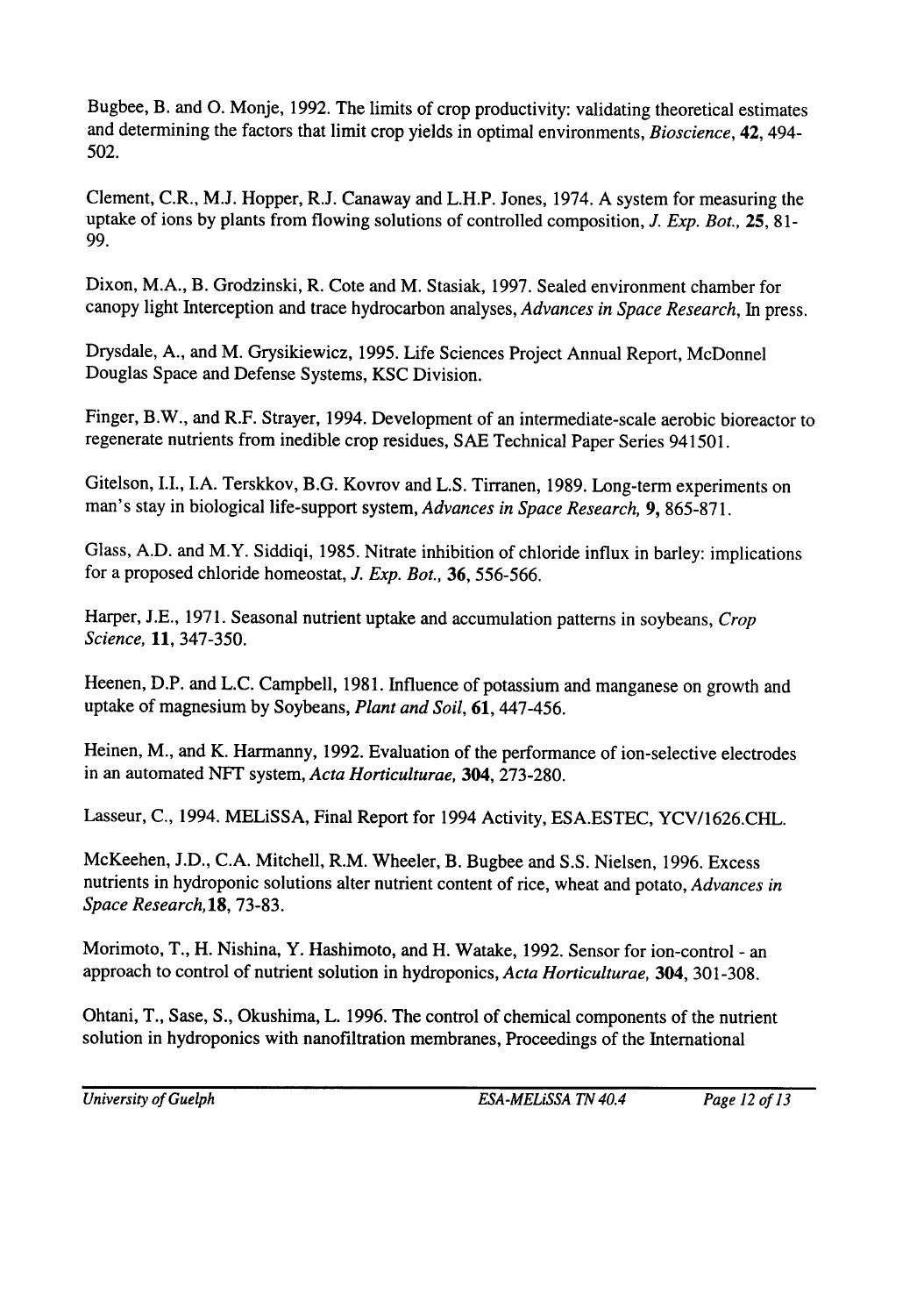Bugbee, B. and O. Monje, 1992. The limits of crop productivity: validating theoretical estimates and determining the factors that limit crop yields in optimal environments, *Bioscience*, **42**, 494-502.

Clement, C.R., M.J. Hopper, R.J. Canaway and L.H.P. Jones, 1974. A system for measuring the uptake of ions by plants from flowing solutions of controlled composition, *J. Exp. Bot.*, **25**, 81-99.

Dixon, M.A., B. Grodzinski, R. Cote and M. Stasiak, 1997. Sealed environment chamber for canopy light Interception and trace hydrocarbon analyses, *Advances in Space Research*, In press.

Drysdale, A., and M. Grysikiewicz, 1995. Life Sciences Project Annual Report, McDonnel Douglas Space and Defense Systems, KSC Division.

Finger, B.W., and R.F. Strayer, 1994. Development of an intermediate-scale aerobic bioreactor to regenerate nutrients from inedible crop residues, SAE Technical Paper Series 941501.

Gitelson, I.I., I.A. Terskkov, B.G. Kovrov and L.S. Tirranen, 1989. Long-term experiments on man's stay in biological life-support system, *Advances in Space Research*, **9**, 865-871.

Glass, A.D. and M.Y. Siddiqi, 1985. Nitrate inhibition of chloride influx in barley: implications for a proposed chloride homeostat, *J. Exp. Bot.*, **36**, 556-566.

Harper, J.E., 1971. Seasonal nutrient uptake and accumulation patterns in soybeans, *Crop Science*, **11**, 347-350.

Heenen, D.P. and L.C. Campbell, 1981. Influence of potassium and manganese on growth and uptake of magnesium by Soybeans, *Plant and Soil*, **61**, 447-456.

Heinen, M., and K. Harmanny, 1992. Evaluation of the performance of ion-selective electrodes in an automated NFT system, *Acta Horticulturae*, **304**, 273-280.

Lasseur, C., 1994. MELiSSA, Final Report for 1994 Activity, ESA.ESTEC, YCV/1626.CHL.

McKeehen, J.D., C.A. Mitchell, R.M. Wheeler, B. Bugbee and S.S. Nielsen, 1996. Excess nutrients in hydroponic solutions alter nutrient content of rice, wheat and potato, *Advances in Space Research*, **18**, 73-83.

Morimoto, T., H. Nishina, Y. Hashimoto, and H. Watake, 1992. Sensor for ion-control - an approach to control of nutrient solution in hydroponics, *Acta Horticulturae*, **304**, 301-308.

Ohtani, T., Sase, S., Okushima, L. 1996. The control of chemical components of the nutrient solution in hydroponics with nanofiltration membranes, Proceedings of the International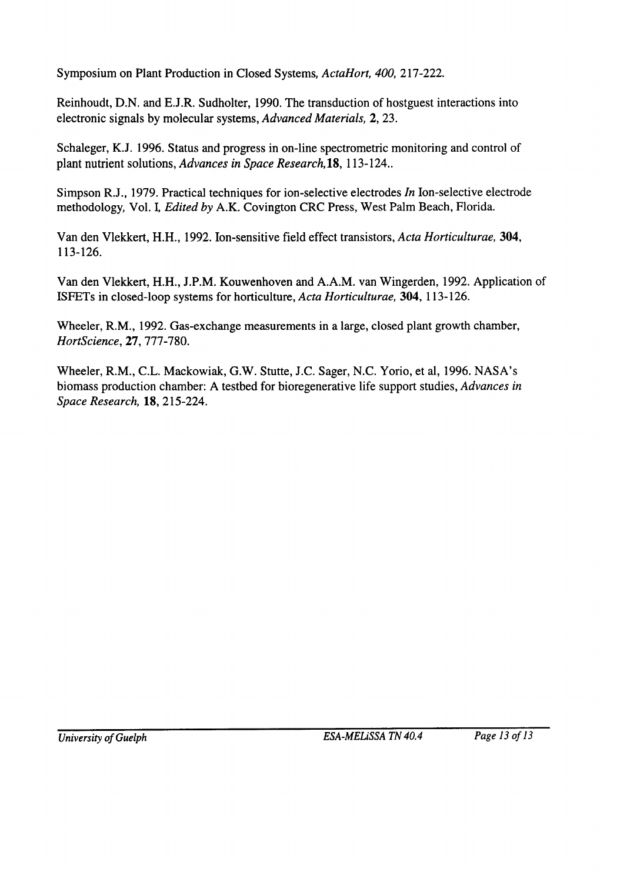Symposium on Plant Production in Closed Systems, *ActaHort, 400,* 217-222.

Reinhoudt, D.N. and E.J.R. Sudholter, 1990. The transduction of hostguest interactions into electronic signals by molecular systems, *Advanced Materials,* **2**, 23.

Schaleger, K.J. 1996. Status and progress in on-line spectrometric monitoring and control of plant nutrient solutions, *Advances in Space Research,***18**, 113-124..

Simpson R.J., 1979. Practical techniques for ion-selective electrodes *In* Ion-selective electrode methodology, Vol. I, *Edited by* A.K. Covington CRC Press, West Palm Beach, Florida.

Van den Vlekkert, H.H., 1992. Ion-sensitive field effect transistors, *Acta Horticulturae,* **304**, 113-126.

Van den Vlekkert, H.H., J.P.M. Kouwenhoven and A.A.M. van Wingerden, 1992. Application of ISFETs in closed-loop systems for horticulture, *Acta Horticulturae,* **304**, 113-126.

Wheeler, R.M., 1992. Gas-exchange measurements in a large, closed plant growth chamber, *HortScience*, **27**, 777-780.

Wheeler, R.M., C.L. Mackowiak, G.W. Stutte, J.C. Sager, N.C. Yorio, et al, 1996. NASA's biomass production chamber: A testbed for bioregenerative life support studies, *Advances in Space Research,* **18**, 215-224.